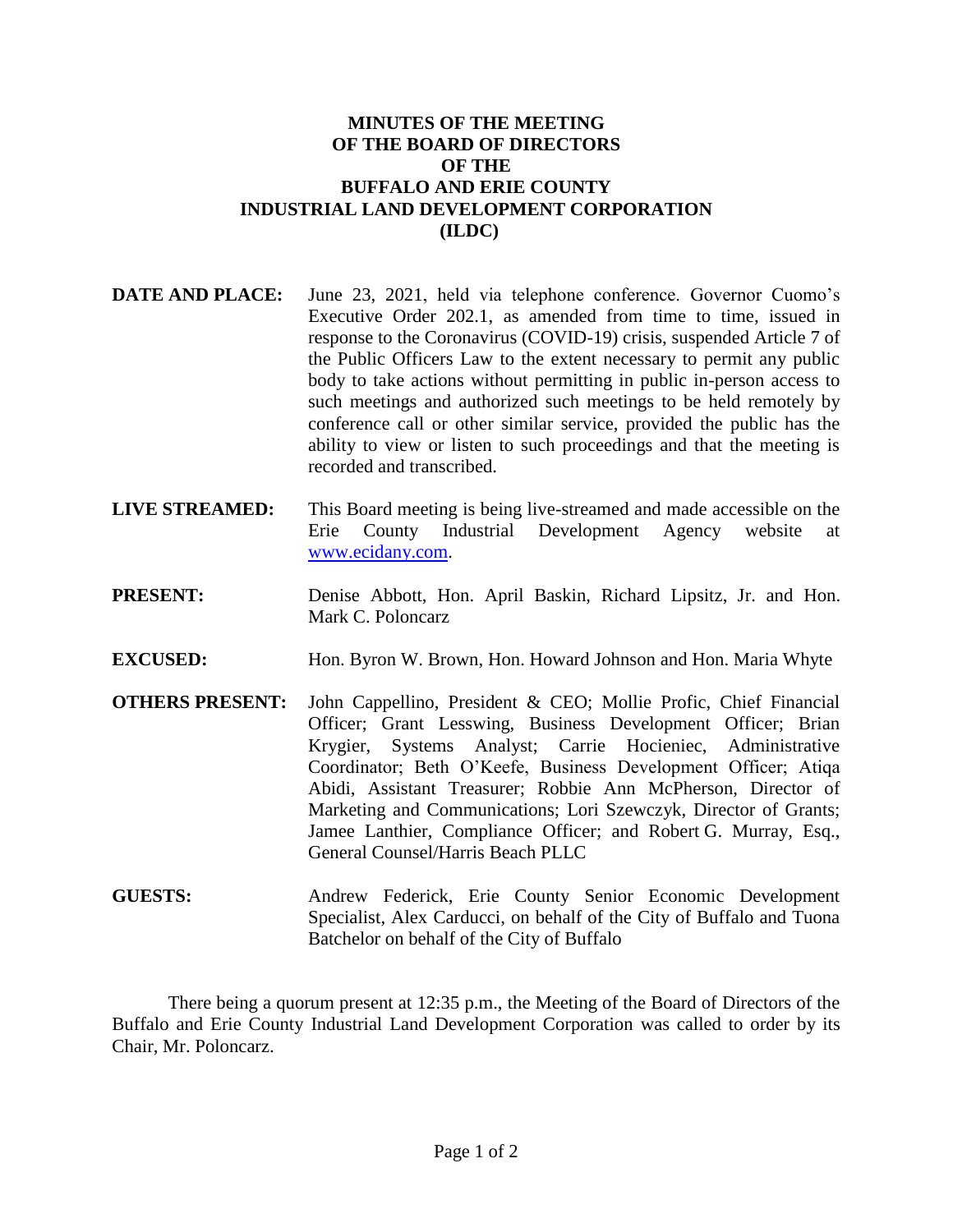# MINUTES OF THE MEETING OF THE BOARD OF DIRECTORS OF THE BUFFALO AND ERIE COUNTY INDUSTRIAL LAND DEVELOPMENT CORPORATION (ILDC)

**DATE AND PLACE:** June 23, 2021, held via telephone conference. Governor Cuomo's Executive Order 202.1, as amended from time to time, issued in response to the Coronavirus (COVID-19) crisis, suspended Article 7 of the Public Officers Law to the extent necessary to permit any public body to take actions without permitting in public in-person access to such meetings and authorized such meetings to be held remotely by conference call or other similar service, provided the public has the ability to view or listen to such proceedings and that the meeting is recorded and transcribed.

**LIVE STREAMED:** This Board meeting is being live-streamed and made accessible on the Erie County Industrial Development Agency website at www.ecidany.com.

**PRESENT:** Denise Abbott, Hon. April Baskin, Richard Lipsitz, Jr. and Hon. Mark C. Poloncarz

**EXCUSED:** Hon. Byron W. Brown, Hon. Howard Johnson and Hon. Maria Whyte

**OTHERS PRESENT:** John Cappellino, President & CEO; Mollie Profic, Chief Financial Officer; Grant Lesswing, Business Development Officer; Brian Krygier, Systems Analyst; Carrie Hocieniec, Administrative Coordinator; Beth O'Keefe, Business Development Officer; Atiqa Abidi, Assistant Treasurer; Robbie Ann McPherson, Director of Marketing and Communications; Lori Szewczyk, Director of Grants; Jamee Lanthier, Compliance Officer; and Robert G. Murray, Esq., General Counsel/Harris Beach PLLC

**GUESTS:** Andrew Federick, Erie County Senior Economic Development Specialist, Alex Carducci, on behalf of the City of Buffalo and Tuona Batchelor on behalf of the City of Buffalo

There being a quorum present at 12:35 p.m., the Meeting of the Board of Directors of the Buffalo and Erie County Industrial Land Development Corporation was called to order by its Chair, Mr. Poloncarz.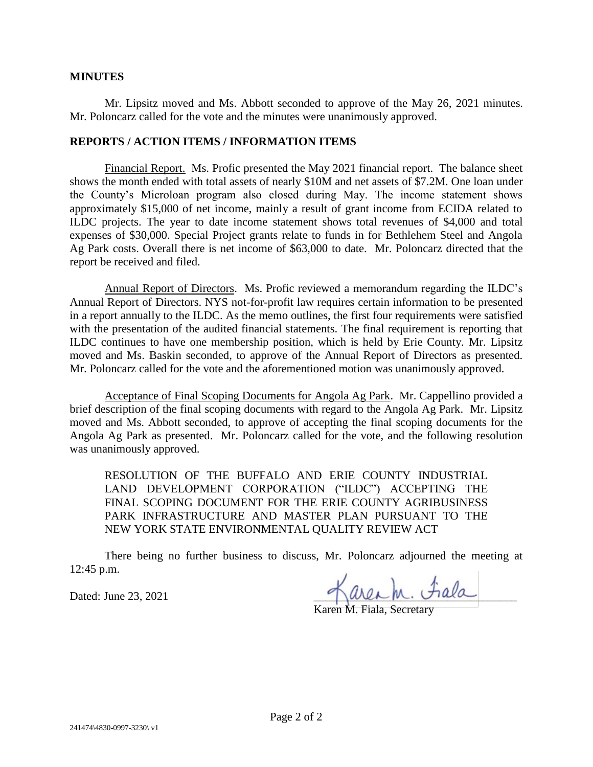## MINUTES

Mr. Lipsitz moved and Ms. Abbott seconded to approve of the May 26, 2021 minutes. Mr. Poloncarz called for the vote and the minutes were unanimously approved.

## REPORTS / ACTION ITEMS / INFORMATION ITEMS

Financial Report. Ms. Profic presented the May 2021 financial report. The balance sheet shows the month ended with total assets of nearly \$10M and net assets of \$7.2M. One loan under the County's Microloan program also closed during May. The income statement shows approximately \$15,000 of net income, mainly a result of grant income from ECIDA related to ILDC projects. The year to date income statement shows total revenues of \$4,000 and total expenses of \$30,000. Special Project grants relate to funds in for Bethlehem Steel and Angola Ag Park costs. Overall there is net income of \$63,000 to date. Mr. Poloncarz directed that the report be received and filed.

Annual Report of Directors. Ms. Profic reviewed a memorandum regarding the ILDC's Annual Report of Directors. NYS not-for-profit law requires certain information to be presented in a report annually to the ILDC. As the memo outlines, the first four requirements were satisfied with the presentation of the audited financial statements. The final requirement is reporting that ILDC continues to have one membership position, which is held by Erie County. Mr. Lipsitz moved and Ms. Baskin seconded, to approve of the Annual Report of Directors as presented. Mr. Poloncarz called for the vote and the aforementioned motion was unanimously approved.

Acceptance of Final Scoping Documents for Angola Ag Park. Mr. Cappellino provided a brief description of the final scoping documents with regard to the Angola Ag Park. Mr. Lipsitz moved and Ms. Abbott seconded, to approve of accepting the final scoping documents for the Angola Ag Park as presented. Mr. Poloncarz called for the vote, and the following resolution was unanimously approved.

> RESOLUTION OF THE BUFFALO AND ERIE COUNTY INDUSTRIAL LAND DEVELOPMENT CORPORATION ("ILDC") ACCEPTING THE FINAL SCOPING DOCUMENT FOR THE ERIE COUNTY AGRIBUSINESS PARK INFRASTRUCTURE AND MASTER PLAN PURSUANT TO THE NEW YORK STATE ENVIRONMENTAL QUALITY REVIEW ACT

There being no further business to discuss, Mr. Poloncarz adjourned the meeting at 12:45 p.m.

Dated: June 23, 2021

Karen M. Fiala

Karen M. Fiala, Secretary

241474\4830-0997-3230\ v1